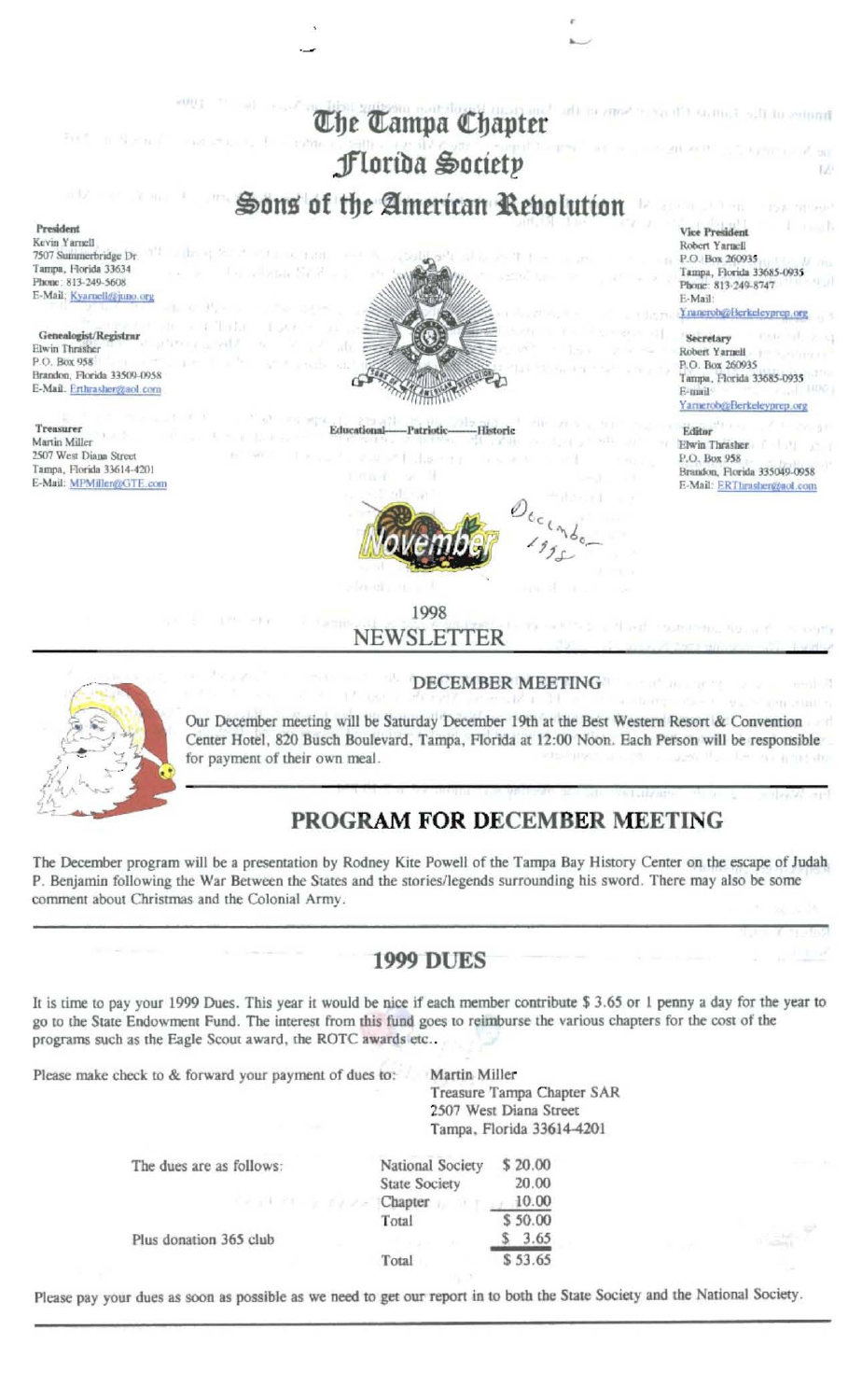# The Tampa Chapter
# Florida Society
# Sons of the American Revolution

**President**
Kevin Yarnell
7507 Summerbridge Dr.
Tampa, Florida 33634
Phone: 813-249-5608
E-Mail: Kyarnell@juno.org

**Genealogist/Registrar**
Elwin Thrasher
P.O. Box 958
Brandon, Florida 33509-0958
E-Mail: Erthrasher@aol.com

**Treasurer**
Martin Miller
2507 West Diana Street
Tampa, Florida 33614-4201
E-Mail: MPMiller@GTE.com

**Vice President**
Robert Yarnell
P.O. Box 260935
Tampa, Florida 33685-0935
Phone: 813-249-8747
E-Mail: Yarnerob@Berkeleyprep.org

**Secretary**
Robert Yarnell
P.O. Box 260935
Tampa, Florida 33685-0935
E-mail: Yarnerob@Berkeleyprep.org

**Editor**
Elwin Thrasher
P.O. Box 958
Brandon, Florida 335049-0958
E-Mail: ERThrasher@aol.com

Educational——Patriotic——Historic

November

December 1998

1998
NEWSLETTER

## DECEMBER MEETING

Our December meeting will be Saturday December 19th at the Best Western Resort & Convention Center Hotel, 820 Busch Boulevard, Tampa, Florida at 12:00 Noon. Each Person will be responsible for payment of their own meal.

## PROGRAM FOR DECEMBER MEETING

The December program will be a presentation by Rodney Kite Powell of the Tampa Bay History Center on the escape of Judah P. Benjamin following the War Between the States and the stories/legends surrounding his sword. There may also be some comment about Christmas and the Colonial Army.

## 1999 DUES

It is time to pay your 1999 Dues. This year it would be nice if each member contribute $ 3.65 or 1 penny a day for the year to go to the State Endowment Fund. The interest from this fund goes to reimburse the various chapters for the cost of the programs such as the Eagle Scout award, the ROTC awards etc..

Please make check to & forward your payment of dues to:

Martin Miller
Treasure Tampa Chapter SAR
2507 West Diana Street
Tampa, Florida 33614-4201

| | | |
|---|---|---|
| The dues are as follows: | National Society | $ 20.00 |
| | State Society | 20.00 |
| | Chapter | 10.00 |
| | Total | $ 50.00 |
| Plus donation 365 club | | $ 3.65 |
| | Total | $ 53.65 |

Please pay your dues as soon as possible as we need to get our report in to both the State Society and the National Society.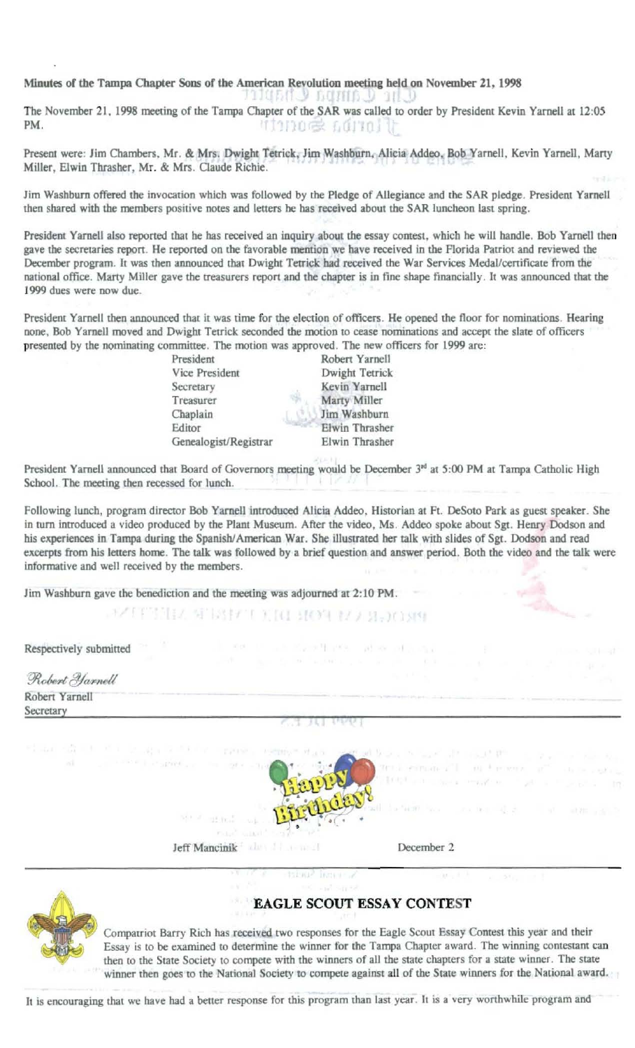**Minutes of the Tampa Chapter Sons of the American Revolution meeting held on November 21, 1998**

The November 21, 1998 meeting of the Tampa Chapter of the SAR was called to order by President Kevin Yarnell at 12:05 PM.

Present were: Jim Chambers, Mr. & Mrs. Dwight Tetrick, Jim Washburn, Alicia Addeo, Bob Yarnell, Kevin Yarnell, Marty Miller, Elwin Thrasher, Mr. & Mrs. Claude Richie.

Jim Washburn offered the invocation which was followed by the Pledge of Allegiance and the SAR pledge. President Yarnell then shared with the members positive notes and letters he has received about the SAR luncheon last spring.

President Yarnell also reported that he has received an inquiry about the essay contest, which he will handle. Bob Yarnell then gave the secretaries report. He reported on the favorable mention we have received in the Florida Patriot and reviewed the December program. It was then announced that Dwight Tetrick had received the War Services Medal/certificate from the national office. Marty Miller gave the treasurers report and the chapter is in fine shape financially. It was announced that the 1999 dues were now due.

President Yarnell then announced that it was time for the election of officers. He opened the floor for nominations. Hearing none, Bob Yarnell moved and Dwight Tetrick seconded the motion to cease nominations and accept the slate of officers presented by the nominating committee. The motion was approved. The new officers for 1999 are:

| | |
|---|---|
| President | Robert Yarnell |
| Vice President | Dwight Tetrick |
| Secretary | Kevin Yarnell |
| Treasurer | Marty Miller |
| Chaplain | Jim Washburn |
| Editor | Elwin Thrasher |
| Genealogist/Registrar | Elwin Thrasher |

President Yarnell announced that Board of Governors meeting would be December 3rd at 5:00 PM at Tampa Catholic High School. The meeting then recessed for lunch.

Following lunch, program director Bob Yarnell introduced Alicia Addeo, Historian at Ft. DeSoto Park as guest speaker. She in turn introduced a video produced by the Plant Museum. After the video, Ms. Addeo spoke about Sgt. Henry Dodson and his experiences in Tampa during the Spanish/American War. She illustrated her talk with slides of Sgt. Dodson and read excerpts from his letters home. The talk was followed by a brief question and answer period. Both the video and the talk were informative and well received by the members.

Jim Washburn gave the benediction and the meeting was adjourned at 2:10 PM.

Respectively submitted

*Robert Yarnell*

Robert Yarnell
Secretary

---

Happy Birthday!

Jeff Mancinik — December 2

---

## EAGLE SCOUT ESSAY CONTEST

Compatriot Barry Rich has received two responses for the Eagle Scout Essay Contest this year and their Essay is to be examined to determine the winner for the Tampa Chapter award. The winning contestant can then to the State Society to compete with the winners of all the state chapters for a state winner. The state winner then goes to the National Society to compete against all of the State winners for the National award.

It is encouraging that we have had a better response for this program than last year. It is a very worthwhile program and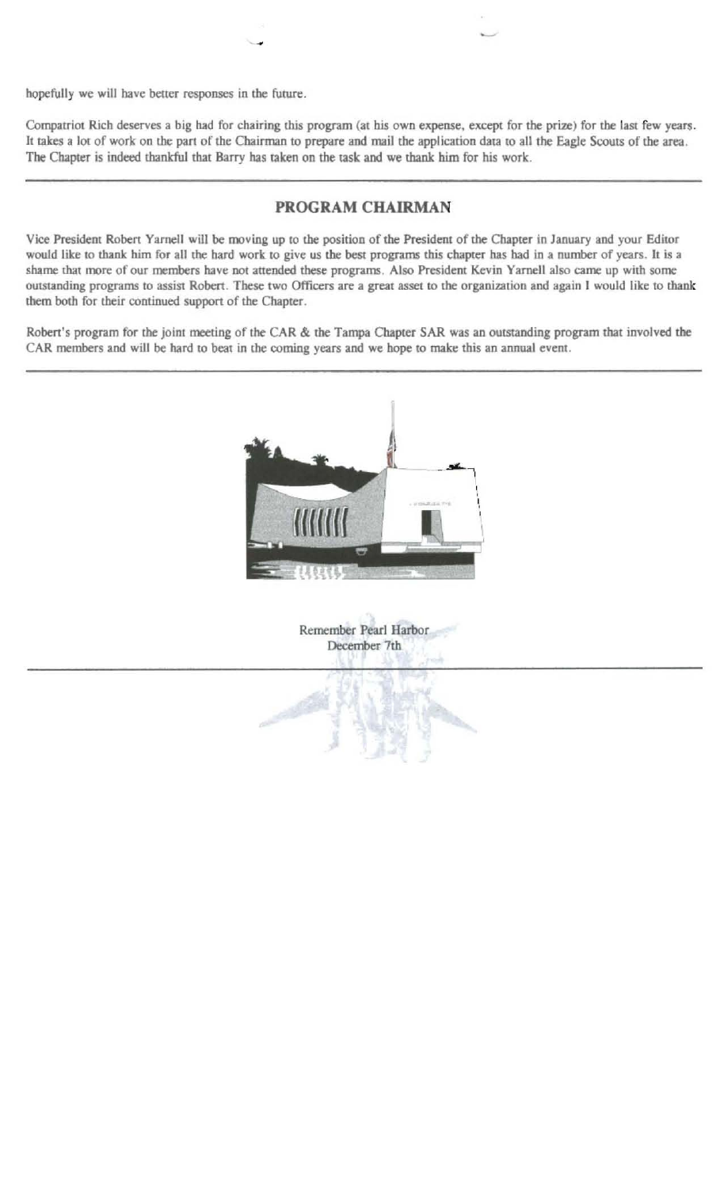hopefully we will have better responses in the future.

Compatriot Rich deserves a big had for chairing this program (at his own expense, except for the prize) for the last few years. It takes a lot of work on the part of the Chairman to prepare and mail the application data to all the Eagle Scouts of the area. The Chapter is indeed thankful that Barry has taken on the task and we thank him for his work.

---

## PROGRAM CHAIRMAN

Vice President Robert Yarnell will be moving up to the position of the President of the Chapter in January and your Editor would like to thank him for all the hard work to give us the best programs this chapter has had in a number of years. It is a shame that more of our members have not attended these programs. Also President Kevin Yarnell also came up with some outstanding programs to assist Robert. These two Officers are a great asset to the organization and again I would like to thank them both for their continued support of the Chapter.

Robert's program for the joint meeting of the CAR & the Tampa Chapter SAR was an outstanding program that involved the CAR members and will be hard to beat in the coming years and we hope to make this an annual event.

---

Remember Pearl Harbor
December 7th

---